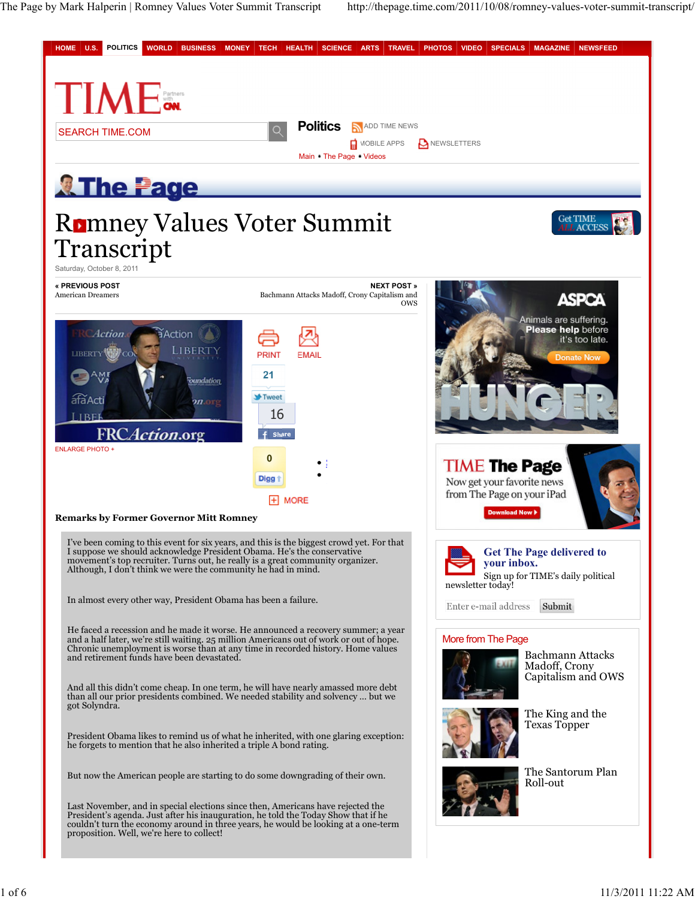# Romney Values Voter Summit Transcript

Saturday, October 8, 2011

**Remarks by Former Governor Mitt Romney**

I've been coming to this event for six years, and this is the biggest crowd yet. For that I suppose we should acknowledge President Obama. He's the conservative movement's top recruiter. Turns out, he really is a great community organizer. Although, I don't think we were the community he had in mind.

In almost every other way, President Obama has been a failure.

He faced a recession and he made it worse. He announced a recovery summer; a year and a half later, we're still waiting. 25 million Americans out of work or out of hope. Chronic unemployment is worse than at any time in recorded history. Home values and retirement funds have been devastated.

And all this didn't come cheap. In one term, he will have nearly amassed more debt than all our prior presidents combined. We needed stability and solvency ... but we got Solyndra.

President Obama likes to remind us of what he inherited, with one glaring exception: he forgets to mention that he also inherited a triple A bond rating.

But now the American people are starting to do some downgrading of their own.

Last November, and in special elections since then, Americans have rejected the President's agenda. Just after his inauguration, he told the Today Show that if he couldn't turn the economy around in three years, he would be looking at a one-term proposition. Well, we're here to collect!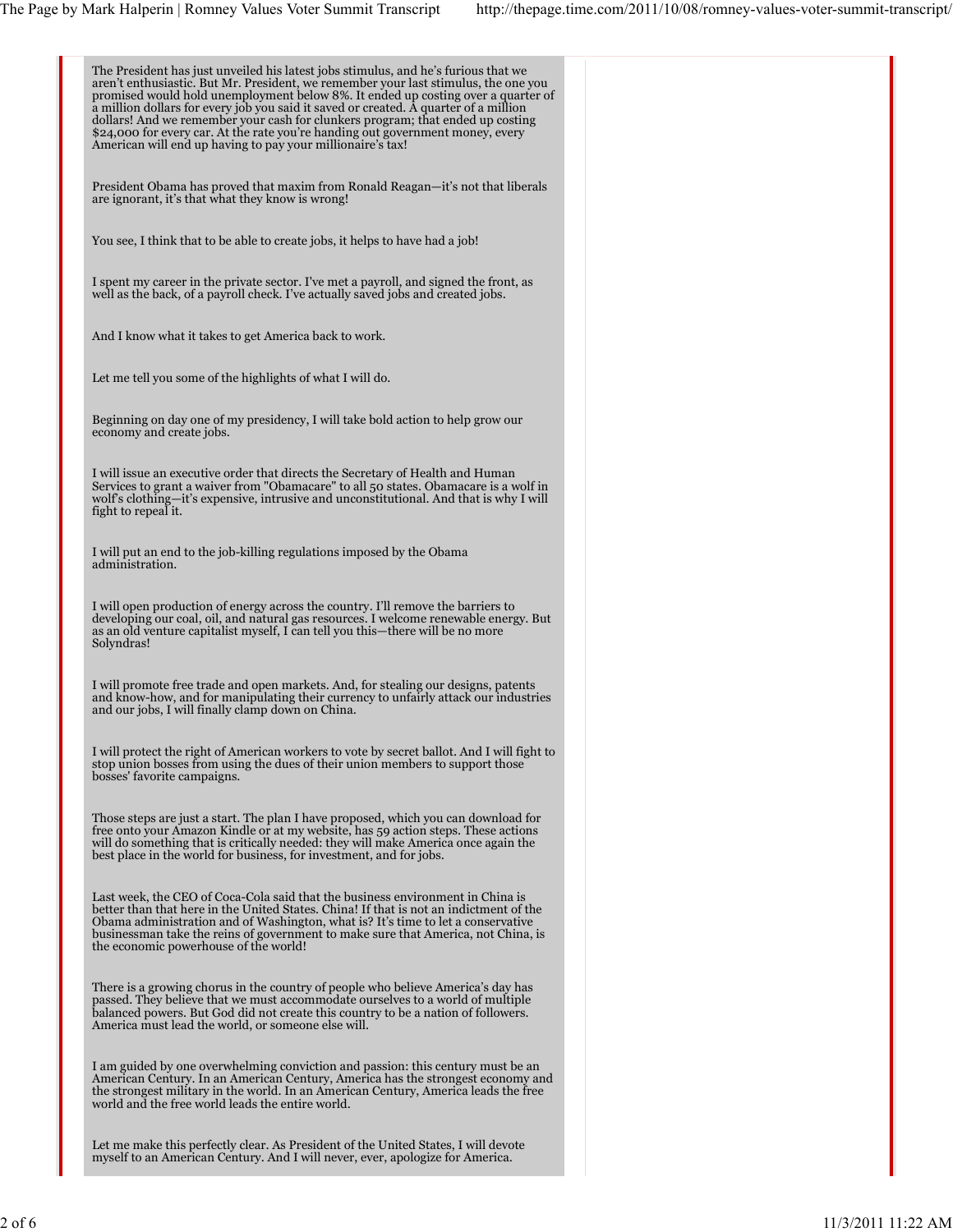The President has just unveiled his latest jobs stimulus, and he's furious that we aren't enthusiastic. But Mr. President, we remember your last stimulus, the one you promised would hold unemployment below 8%. It ended up costing over a quarter of a million dollars for every job you said it saved or created. A quarter of a million dollars! And we remember your cash for clunkers program; that ended up costing $24,000 for every car. At the rate you're handing out government money, every American will end up having to pay your millionaire's tax!

President Obama has proved that maxim from Ronald Reagan—it's not that liberals are ignorant, it's that what they know is wrong!

You see, I think that to be able to create jobs, it helps to have had a job!

I spent my career in the private sector. I've met a payroll, and signed the front, as well as the back, of a payroll check. I've actually saved jobs and created jobs.

And I know what it takes to get America back to work.

Let me tell you some of the highlights of what I will do.

Beginning on day one of my presidency, I will take bold action to help grow our economy and create jobs.

I will issue an executive order that directs the Secretary of Health and Human Services to grant a waiver from "Obamacare" to all 50 states. Obamacare is a wolf in wolf's clothing—it's expensive, intrusive and unconstitutional. And that is why I will fight to repeal it.

I will put an end to the job-killing regulations imposed by the Obama administration.

I will open production of energy across the country. I'll remove the barriers to developing our coal, oil, and natural gas resources. I welcome renewable energy. But as an old venture capitalist myself, I can tell you this—there will be no more Solyndras!

I will promote free trade and open markets. And, for stealing our designs, patents and know-how, and for manipulating their currency to unfairly attack our industries and our jobs, I will finally clamp down on China.

I will protect the right of American workers to vote by secret ballot. And I will fight to stop union bosses from using the dues of their union members to support those bosses' favorite campaigns.

Those steps are just a start. The plan I have proposed, which you can download for free onto your Amazon Kindle or at my website, has 59 action steps. These actions will do something that is critically needed: they will make America once again the best place in the world for business, for investment, and for jobs.

Last week, the CEO of Coca-Cola said that the business environment in China is better than that here in the United States. China! If that is not an indictment of the Obama administration and of Washington, what is? It's time to let a conservative businessman take the reins of government to make sure that America, not China, is the economic powerhouse of the world!

There is a growing chorus in the country of people who believe America's day has passed. They believe that we must accommodate ourselves to a world of multiple balanced powers. But God did not create this country to be a nation of followers. America must lead the world, or someone else will.

I am guided by one overwhelming conviction and passion: this century must be an American Century. In an American Century, America has the strongest economy and the strongest military in the world. In an American Century, America leads the free world and the free world leads the entire world.

Let me make this perfectly clear. As President of the United States, I will devote myself to an American Century. And I will never, ever, apologize for America.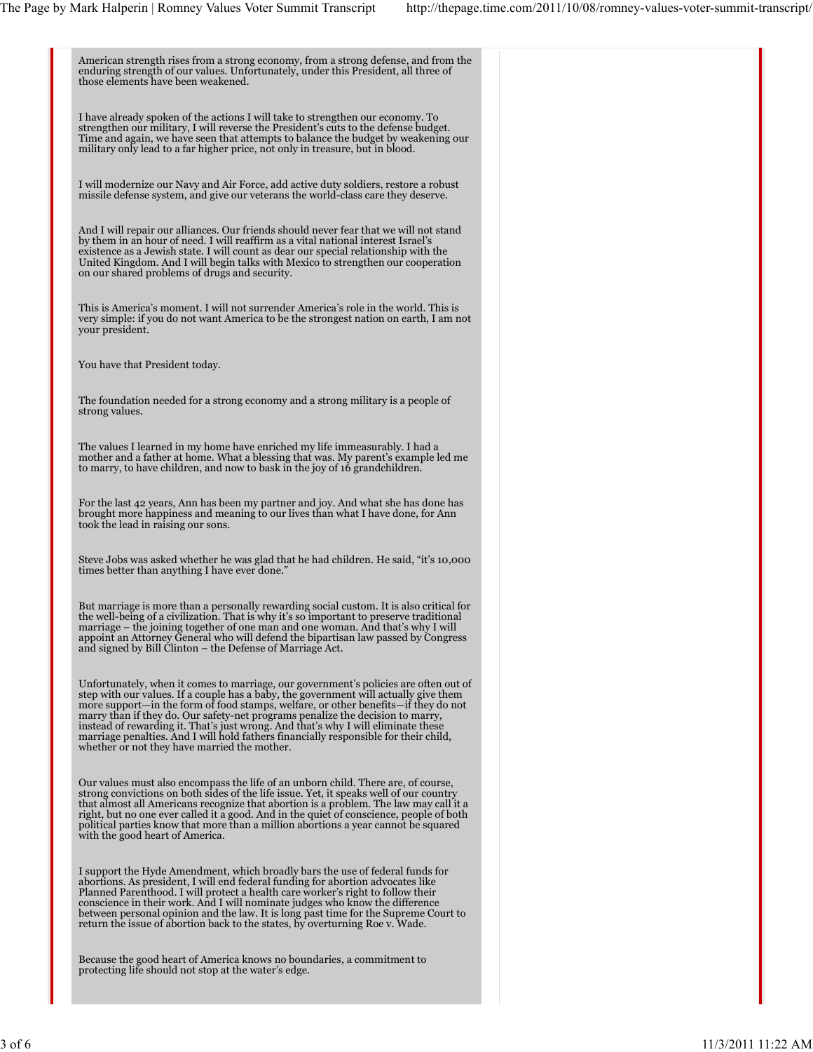American strength rises from a strong economy, from a strong defense, and from the enduring strength of our values. Unfortunately, under this President, all three of those elements have been weakened.

I have already spoken of the actions I will take to strengthen our economy. To strengthen our military, I will reverse the President's cuts to the defense budget. Time and again, we have seen that attempts to balance the budget by weakening our military only lead to a far higher price, not only in treasure, but in blood.

I will modernize our Navy and Air Force, add active duty soldiers, restore a robust missile defense system, and give our veterans the world-class care they deserve.

And I will repair our alliances. Our friends should never fear that we will not stand by them in an hour of need. I will reaffirm as a vital national interest Israel's existence as a Jewish state. I will count as dear our special relationship with the United Kingdom. And I will begin talks with Mexico to strengthen our cooperation on our shared problems of drugs and security.

This is America's moment. I will not surrender America's role in the world. This is very simple: if you do not want America to be the strongest nation on earth, I am not your president.

You have that President today.

The foundation needed for a strong economy and a strong military is a people of strong values.

The values I learned in my home have enriched my life immeasurably. I had a mother and a father at home. What a blessing that was. My parent's example led me to marry, to have children, and now to bask in the joy of 16 grandchildren.

For the last 42 years, Ann has been my partner and joy. And what she has done has brought more happiness and meaning to our lives than what I have done, for Ann took the lead in raising our sons.

Steve Jobs was asked whether he was glad that he had children. He said, "it's 10,000 times better than anything I have ever done."

But marriage is more than a personally rewarding social custom. It is also critical for the well-being of a civilization. That is why it's so important to preserve traditional marriage – the joining together of one man and one woman. And that's why I will appoint an Attorney General who will defend the bipartisan law passed by Congress and signed by Bill Clinton – the Defense of Marriage Act.

Unfortunately, when it comes to marriage, our government's policies are often out of step with our values. If a couple has a baby, the government will actually give them more support—in the form of food stamps, welfare, or other benefits—if they do not marry than if they do. Our safety-net programs penalize the decision to marry, instead of rewarding it. That's just wrong. And that's why I will eliminate these marriage penalties. And I will hold fathers financially responsible for their child, whether or not they have married the mother.

Our values must also encompass the life of an unborn child. There are, of course, strong convictions on both sides of the life issue. Yet, it speaks well of our country that almost all Americans recognize that abortion is a problem. The law may call it a right, but no one ever called it a good. And in the quiet of conscience, people of both political parties know that more than a million abortions a year cannot be squared with the good heart of America.

I support the Hyde Amendment, which broadly bars the use of federal funds for abortions. As president, I will end federal funding for abortion advocates like Planned Parenthood. I will protect a health care worker's right to follow their conscience in their work. And I will nominate judges who know the difference between personal opinion and the law. It is long past time for the Supreme Court to return the issue of abortion back to the states, by overturning Roe v. Wade.

Because the good heart of America knows no boundaries, a commitment to protecting life should not stop at the water's edge.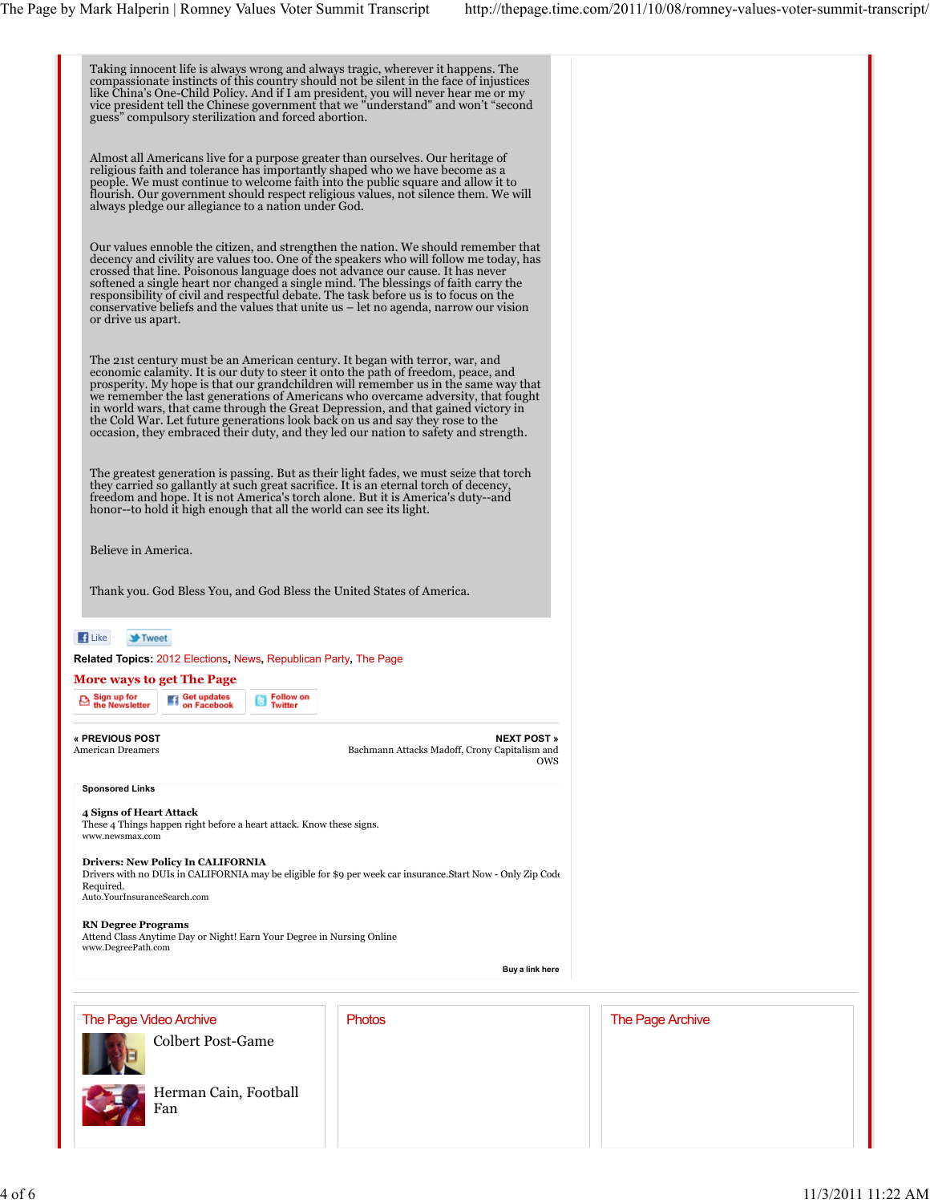Taking innocent life is always wrong and always tragic, wherever it happens. The compassionate instincts of this country should not be silent in the face of injustices like China's One-Child Policy. And if I am president, you will never hear me or my vice president tell the Chinese government that we "understand" and won't "second guess" compulsory sterilization and forced abortion.

Almost all Americans live for a purpose greater than ourselves. Our heritage of religious faith and tolerance has importantly shaped who we have become as a people. We must continue to welcome faith into the public square and allow it to flourish. Our government should respect religious values, not silence them. We will always pledge our allegiance to a nation under God.

Our values ennoble the citizen, and strengthen the nation. We should remember that decency and civility are values too. One of the speakers who will follow me today, has crossed that line. Poisonous language does not advance our cause. It has never softened a single heart nor changed a single mind. The blessings of faith carry the responsibility of civil and respectful debate. The task before us is to focus on the conservative beliefs and the values that unite us – let no agenda, narrow our vision or drive us apart.

The 21st century must be an American century. It began with terror, war, and economic calamity. It is our duty to steer it onto the path of freedom, peace, and prosperity. My hope is that our grandchildren will remember us in the same way that we remember the last generations of Americans who overcame adversity, that fought in world wars, that came through the Great Depression, and that gained victory in the Cold War. Let future generations look back on us and say they rose to the occasion, they embraced their duty, and they led our nation to safety and strength.

The greatest generation is passing. But as their light fades, we must seize that torch they carried so gallantly at such great sacrifice. It is an eternal torch of decency, freedom and hope. It is not America's torch alone. But it is America's duty--and honor--to hold it high enough that all the world can see its light.

Believe in America.

Thank you. God Bless You, and God Bless the United States of America.

Like Tweet

**Related Topics:** 2012 Elections, News, Republican Party, The Page

**More ways to get The Page**

Sign up for the Newsletter | Get updates on Facebook | Follow on Twitter

**« PREVIOUS POST**
American Dreamers

**NEXT POST »**
Bachmann Attacks Madoff, Crony Capitalism and OWS

**Sponsored Links**

**4 Signs of Heart Attack**
These 4 Things happen right before a heart attack. Know these signs.
www.newsmax.com

**Drivers: New Policy In CALIFORNIA**
Drivers with no DUIs in CALIFORNIA may be eligible for $9 per week car insurance.Start Now - Only Zip Code Required.
Auto.YourInsuranceSearch.com

**RN Degree Programs**
Attend Class Anytime Day or Night! Earn Your Degree in Nursing Online
www.DegreePath.com

Buy a link here

The Page Video Archive

Colbert Post-Game

Herman Cain, Football Fan

Photos

The Page Archive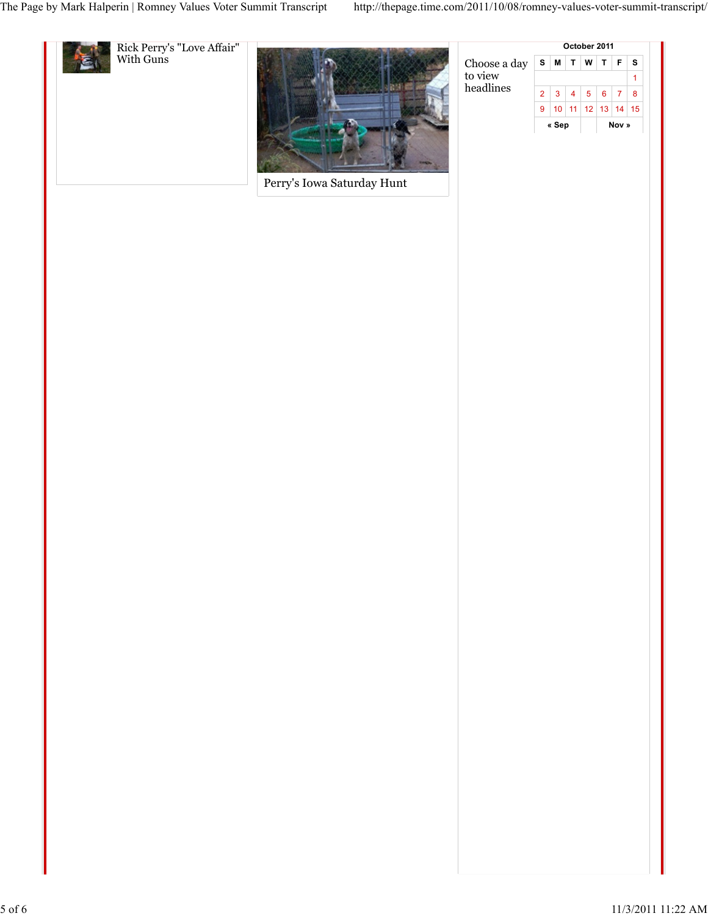Rick Perry's "Love Affair" With Guns

Perry's Iowa Saturday Hunt

Choose a day to view headlines

| October 2011 | | | | | | |
|---|---|---|---|---|---|---|
| S | M | T | W | T | F | S |
| | | | | | | 1 |
| 2 | 3 | 4 | 5 | 6 | 7 | 8 |
| 9 | 10 | 11 | 12 | 13 | 14 | 15 |
| « Sep | | | | Nov » | | |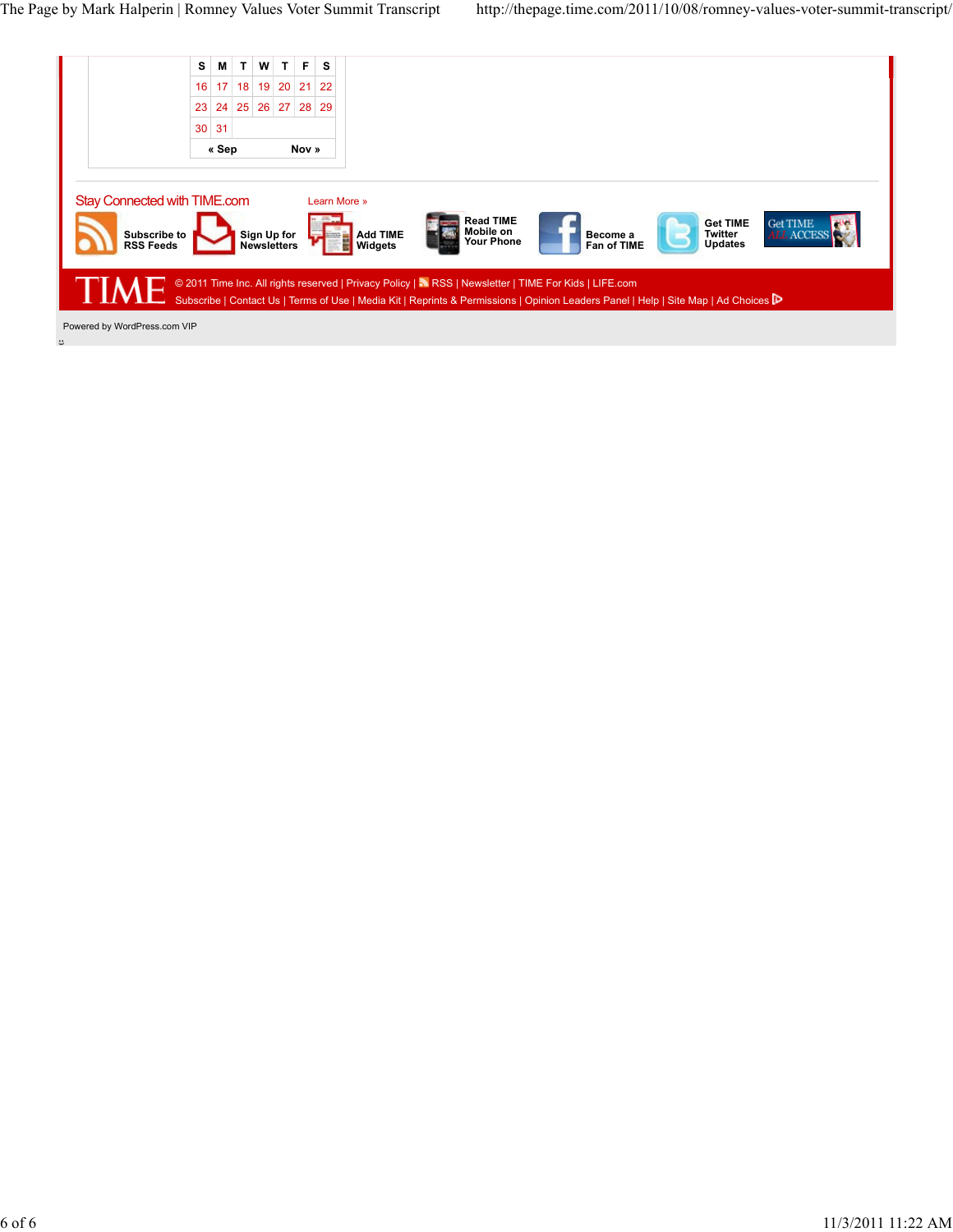| S | M | T | W | T | F | S |
|---|---|---|---|---|---|---|
| 16 | 17 | 18 | 19 | 20 | 21 | 22 |
| 23 | 24 | 25 | 26 | 27 | 28 | 29 |
| 30 | 31 | | | | | |

« Sep Nov »

Stay Connected with TIME.com

Learn More »

Subscribe to RSS Feeds

Sign Up for Newsletters

Add TIME Widgets

Read TIME Mobile on Your Phone

Become a Fan of TIME

Get TIME Twitter Updates

Get TIME ALL ACCESS

TIME © 2011 Time Inc. All rights reserved | Privacy Policy | RSS | Newsletter | TIME For Kids | LIFE.com

Subscribe | Contact Us | Terms of Use | Media Kit | Reprints & Permissions | Opinion Leaders Panel | Help | Site Map | Ad Choices

Powered by WordPress.com VIP